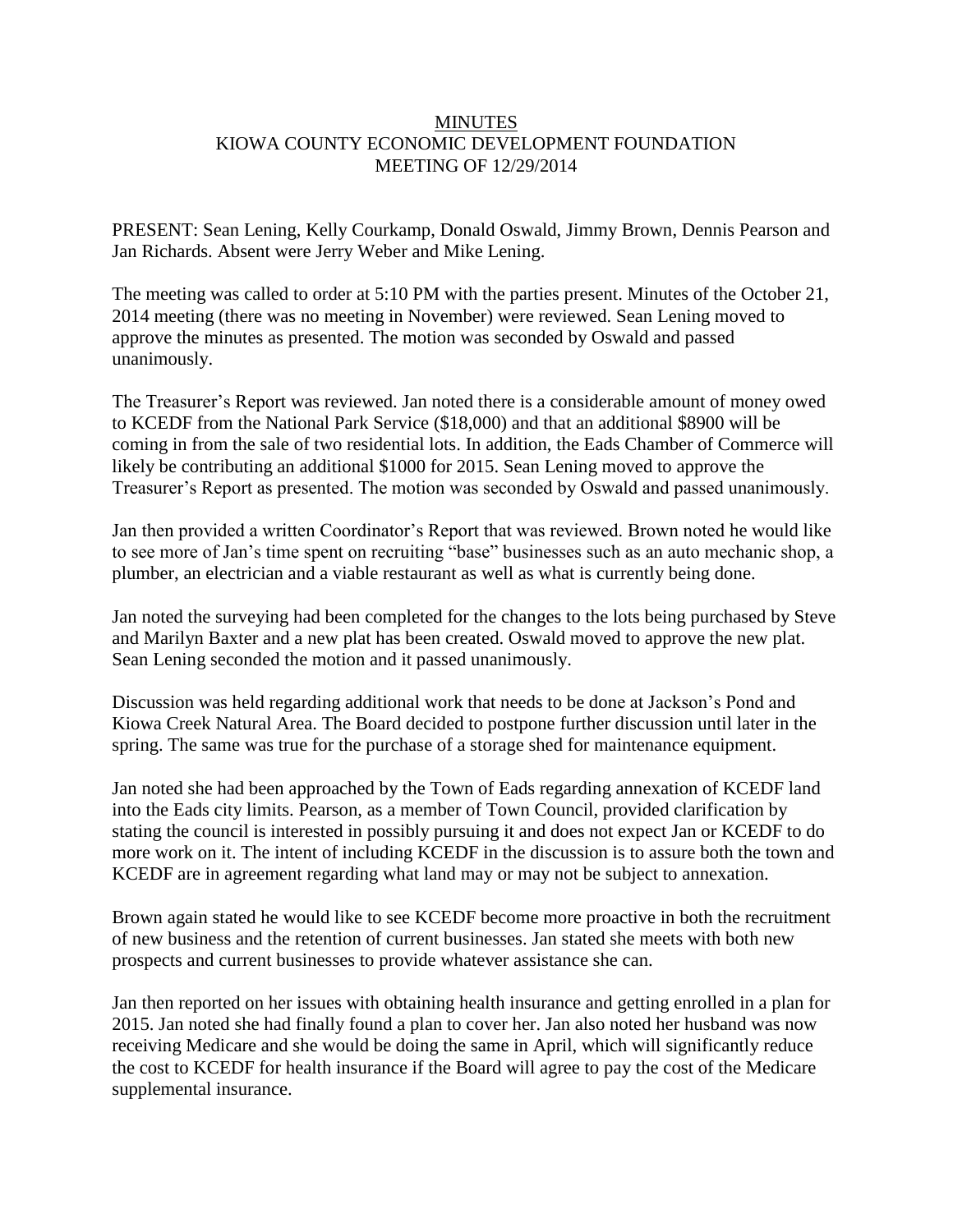# MINUTES
# KIOWA COUNTY ECONOMIC DEVELOPMENT FOUNDATION
# MEETING OF 12/29/2014

PRESENT: Sean Lening, Kelly Courkamp, Donald Oswald, Jimmy Brown, Dennis Pearson and Jan Richards. Absent were Jerry Weber and Mike Lening.

The meeting was called to order at 5:10 PM with the parties present. Minutes of the October 21, 2014 meeting (there was no meeting in November) were reviewed. Sean Lening moved to approve the minutes as presented. The motion was seconded by Oswald and passed unanimously.

The Treasurer's Report was reviewed. Jan noted there is a considerable amount of money owed to KCEDF from the National Park Service ($18,000) and that an additional $8900 will be coming in from the sale of two residential lots. In addition, the Eads Chamber of Commerce will likely be contributing an additional $1000 for 2015. Sean Lening moved to approve the Treasurer's Report as presented. The motion was seconded by Oswald and passed unanimously.

Jan then provided a written Coordinator's Report that was reviewed. Brown noted he would like to see more of Jan's time spent on recruiting "base" businesses such as an auto mechanic shop, a plumber, an electrician and a viable restaurant as well as what is currently being done.

Jan noted the surveying had been completed for the changes to the lots being purchased by Steve and Marilyn Baxter and a new plat has been created. Oswald moved to approve the new plat. Sean Lening seconded the motion and it passed unanimously.

Discussion was held regarding additional work that needs to be done at Jackson's Pond and Kiowa Creek Natural Area. The Board decided to postpone further discussion until later in the spring. The same was true for the purchase of a storage shed for maintenance equipment.

Jan noted she had been approached by the Town of Eads regarding annexation of KCEDF land into the Eads city limits. Pearson, as a member of Town Council, provided clarification by stating the council is interested in possibly pursuing it and does not expect Jan or KCEDF to do more work on it. The intent of including KCEDF in the discussion is to assure both the town and KCEDF are in agreement regarding what land may or may not be subject to annexation.

Brown again stated he would like to see KCEDF become more proactive in both the recruitment of new business and the retention of current businesses. Jan stated she meets with both new prospects and current businesses to provide whatever assistance she can.

Jan then reported on her issues with obtaining health insurance and getting enrolled in a plan for 2015. Jan noted she had finally found a plan to cover her. Jan also noted her husband was now receiving Medicare and she would be doing the same in April, which will significantly reduce the cost to KCEDF for health insurance if the Board will agree to pay the cost of the Medicare supplemental insurance.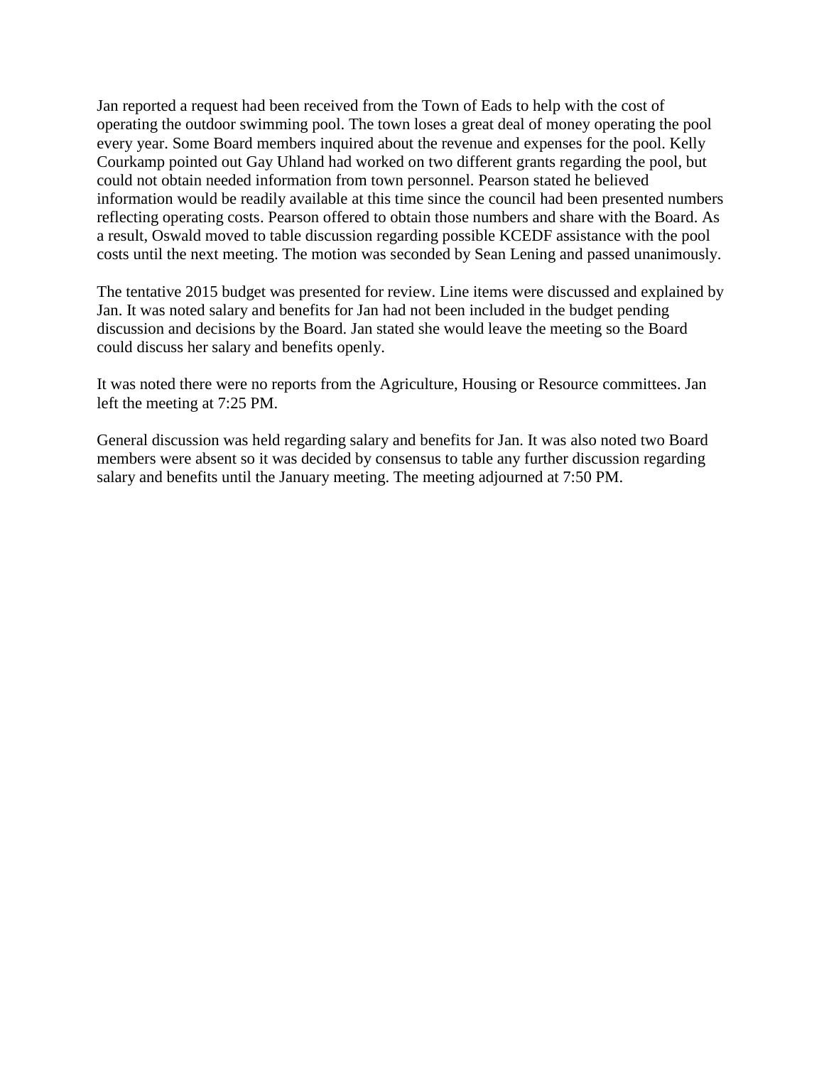Jan reported a request had been received from the Town of Eads to help with the cost of operating the outdoor swimming pool. The town loses a great deal of money operating the pool every year. Some Board members inquired about the revenue and expenses for the pool. Kelly Courkamp pointed out Gay Uhland had worked on two different grants regarding the pool, but could not obtain needed information from town personnel. Pearson stated he believed information would be readily available at this time since the council had been presented numbers reflecting operating costs. Pearson offered to obtain those numbers and share with the Board. As a result, Oswald moved to table discussion regarding possible KCEDF assistance with the pool costs until the next meeting. The motion was seconded by Sean Lening and passed unanimously.

The tentative 2015 budget was presented for review. Line items were discussed and explained by Jan. It was noted salary and benefits for Jan had not been included in the budget pending discussion and decisions by the Board. Jan stated she would leave the meeting so the Board could discuss her salary and benefits openly.

It was noted there were no reports from the Agriculture, Housing or Resource committees. Jan left the meeting at 7:25 PM.

General discussion was held regarding salary and benefits for Jan. It was also noted two Board members were absent so it was decided by consensus to table any further discussion regarding salary and benefits until the January meeting. The meeting adjourned at 7:50 PM.